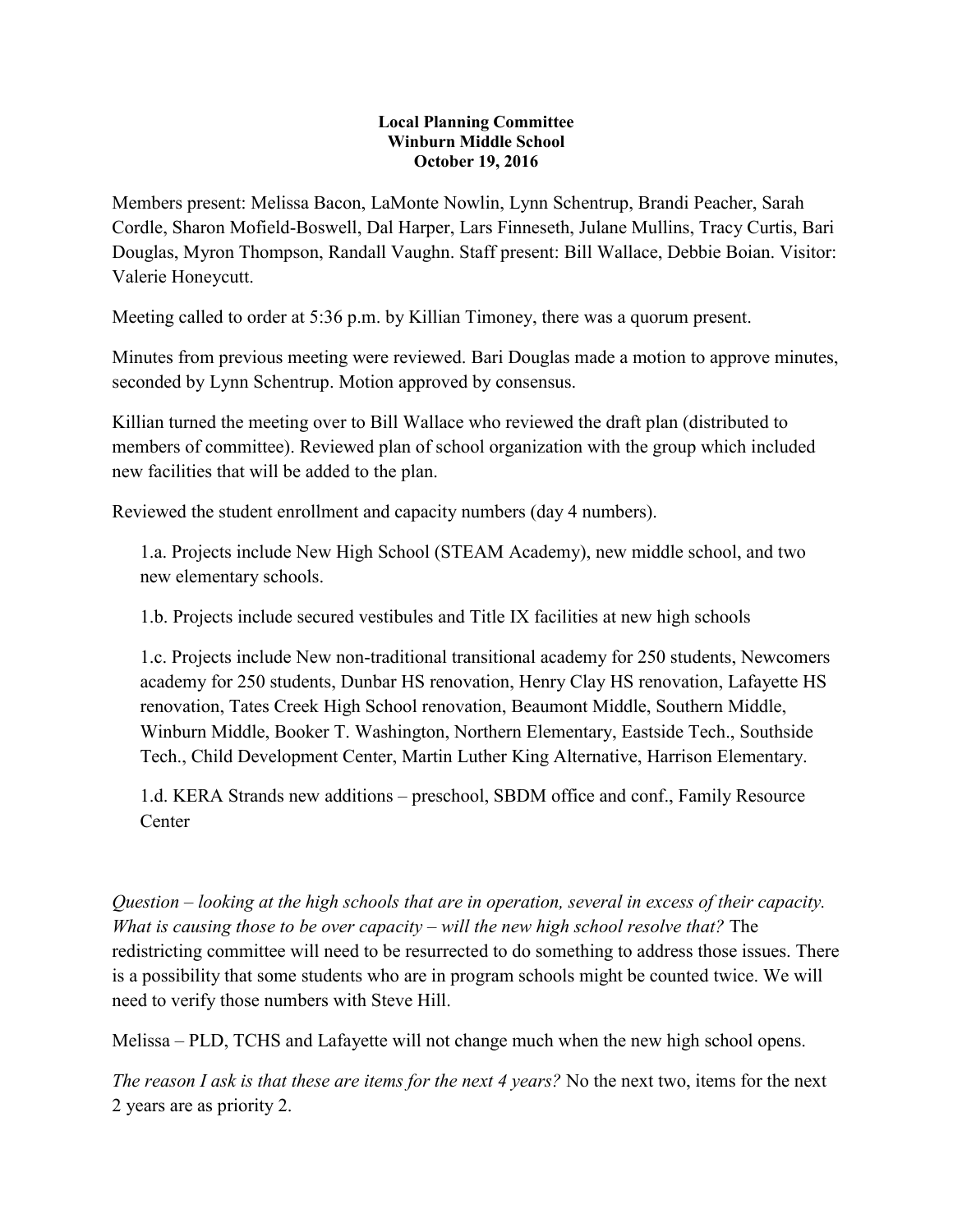**Local Planning Committee**
**Winburn Middle School**
**October 19, 2016**

Members present: Melissa Bacon, LaMonte Nowlin, Lynn Schentrup, Brandi Peacher, Sarah Cordle, Sharon Mofield-Boswell, Dal Harper, Lars Finneseth, Julane Mullins, Tracy Curtis, Bari Douglas, Myron Thompson, Randall Vaughn. Staff present: Bill Wallace, Debbie Boian. Visitor: Valerie Honeycutt.

Meeting called to order at 5:36 p.m. by Killian Timoney, there was a quorum present.

Minutes from previous meeting were reviewed. Bari Douglas made a motion to approve minutes, seconded by Lynn Schentrup. Motion approved by consensus.

Killian turned the meeting over to Bill Wallace who reviewed the draft plan (distributed to members of committee). Reviewed plan of school organization with the group which included new facilities that will be added to the plan.

Reviewed the student enrollment and capacity numbers (day 4 numbers).

1.a. Projects include New High School (STEAM Academy), new middle school, and two new elementary schools.

1.b. Projects include secured vestibules and Title IX facilities at new high schools

1.c. Projects include New non-traditional transitional academy for 250 students, Newcomers academy for 250 students, Dunbar HS renovation, Henry Clay HS renovation, Lafayette HS renovation, Tates Creek High School renovation, Beaumont Middle, Southern Middle, Winburn Middle, Booker T. Washington, Northern Elementary, Eastside Tech., Southside Tech., Child Development Center, Martin Luther King Alternative, Harrison Elementary.

1.d. KERA Strands new additions – preschool, SBDM office and conf., Family Resource Center

*Question – looking at the high schools that are in operation, several in excess of their capacity. What is causing those to be over capacity – will the new high school resolve that?* The redistricting committee will need to be resurrected to do something to address those issues. There is a possibility that some students who are in program schools might be counted twice. We will need to verify those numbers with Steve Hill.

Melissa – PLD, TCHS and Lafayette will not change much when the new high school opens.

*The reason I ask is that these are items for the next 4 years?* No the next two, items for the next 2 years are as priority 2.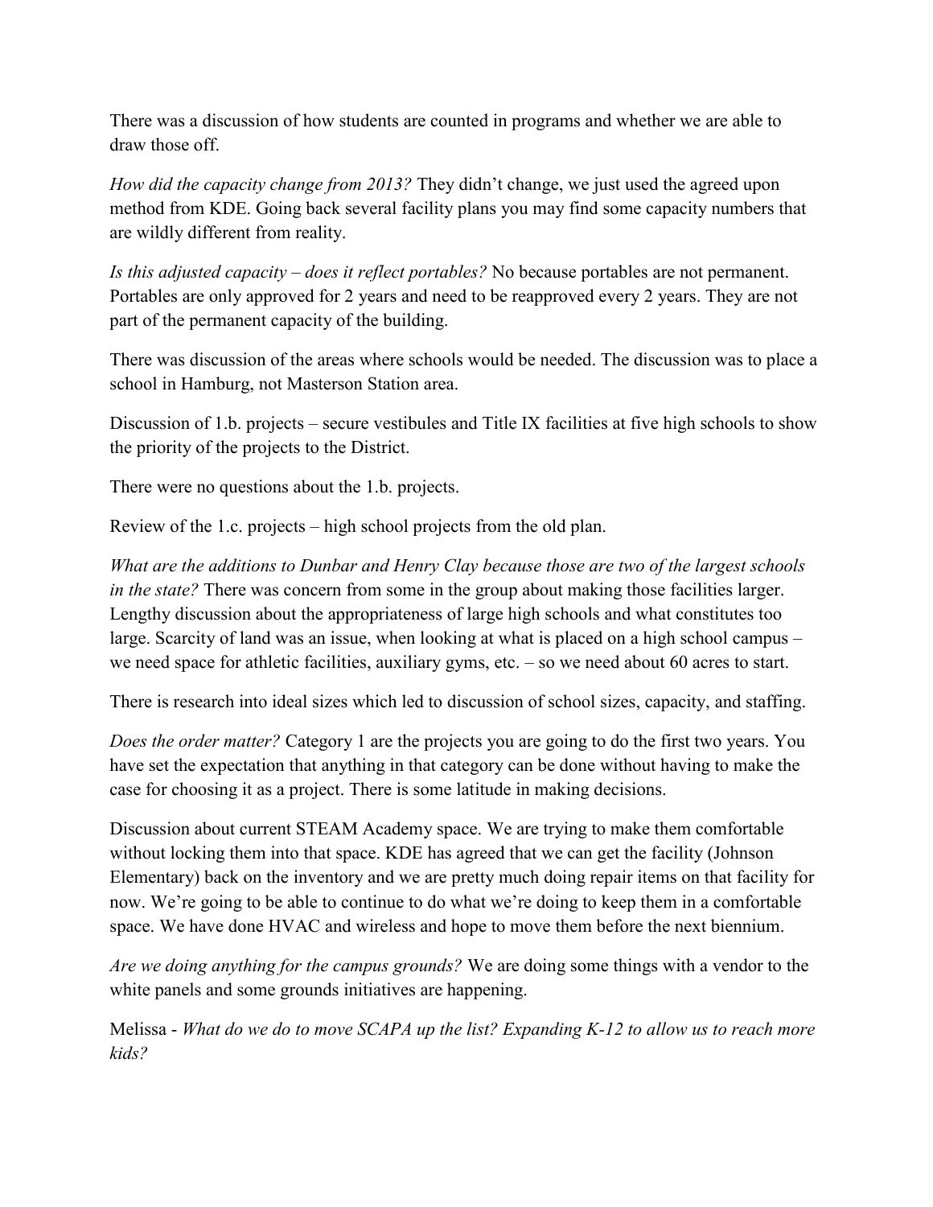There was a discussion of how students are counted in programs and whether we are able to draw those off.

*How did the capacity change from 2013?* They didn't change, we just used the agreed upon method from KDE. Going back several facility plans you may find some capacity numbers that are wildly different from reality.

*Is this adjusted capacity – does it reflect portables?* No because portables are not permanent. Portables are only approved for 2 years and need to be reapproved every 2 years. They are not part of the permanent capacity of the building.

There was discussion of the areas where schools would be needed. The discussion was to place a school in Hamburg, not Masterson Station area.

Discussion of 1.b. projects – secure vestibules and Title IX facilities at five high schools to show the priority of the projects to the District.

There were no questions about the 1.b. projects.

Review of the 1.c. projects – high school projects from the old plan.

*What are the additions to Dunbar and Henry Clay because those are two of the largest schools in the state?* There was concern from some in the group about making those facilities larger. Lengthy discussion about the appropriateness of large high schools and what constitutes too large. Scarcity of land was an issue, when looking at what is placed on a high school campus – we need space for athletic facilities, auxiliary gyms, etc. – so we need about 60 acres to start.

There is research into ideal sizes which led to discussion of school sizes, capacity, and staffing.

*Does the order matter?* Category 1 are the projects you are going to do the first two years. You have set the expectation that anything in that category can be done without having to make the case for choosing it as a project. There is some latitude in making decisions.

Discussion about current STEAM Academy space. We are trying to make them comfortable without locking them into that space. KDE has agreed that we can get the facility (Johnson Elementary) back on the inventory and we are pretty much doing repair items on that facility for now. We're going to be able to continue to do what we're doing to keep them in a comfortable space. We have done HVAC and wireless and hope to move them before the next biennium.

*Are we doing anything for the campus grounds?* We are doing some things with a vendor to the white panels and some grounds initiatives are happening.

Melissa - *What do we do to move SCAPA up the list? Expanding K-12 to allow us to reach more kids?*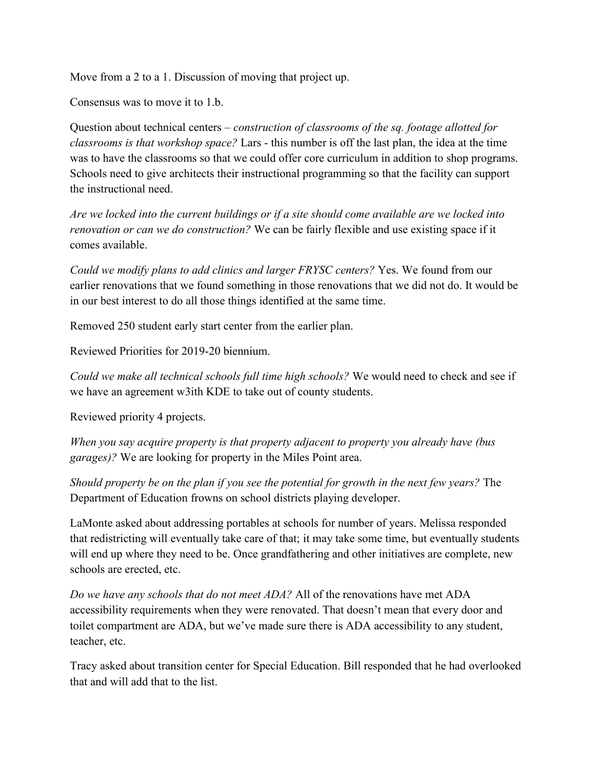Move from a 2 to a 1. Discussion of moving that project up.

Consensus was to move it to 1.b.

Question about technical centers – *construction of classrooms of the sq. footage allotted for classrooms is that workshop space?* Lars - this number is off the last plan, the idea at the time was to have the classrooms so that we could offer core curriculum in addition to shop programs. Schools need to give architects their instructional programming so that the facility can support the instructional need.

*Are we locked into the current buildings or if a site should come available are we locked into renovation or can we do construction?* We can be fairly flexible and use existing space if it comes available.

*Could we modify plans to add clinics and larger FRYSC centers?* Yes. We found from our earlier renovations that we found something in those renovations that we did not do. It would be in our best interest to do all those things identified at the same time.

Removed 250 student early start center from the earlier plan.

Reviewed Priorities for 2019-20 biennium.

*Could we make all technical schools full time high schools?* We would need to check and see if we have an agreement w3ith KDE to take out of county students.

Reviewed priority 4 projects.

*When you say acquire property is that property adjacent to property you already have (bus garages)?* We are looking for property in the Miles Point area.

*Should property be on the plan if you see the potential for growth in the next few years?* The Department of Education frowns on school districts playing developer.

LaMonte asked about addressing portables at schools for number of years. Melissa responded that redistricting will eventually take care of that; it may take some time, but eventually students will end up where they need to be. Once grandfathering and other initiatives are complete, new schools are erected, etc.

*Do we have any schools that do not meet ADA?* All of the renovations have met ADA accessibility requirements when they were renovated. That doesn't mean that every door and toilet compartment are ADA, but we've made sure there is ADA accessibility to any student, teacher, etc.

Tracy asked about transition center for Special Education. Bill responded that he had overlooked that and will add that to the list.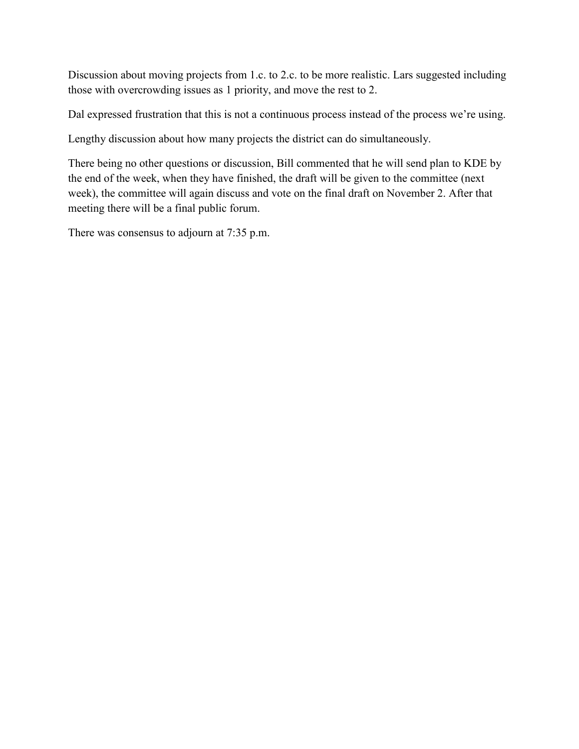Discussion about moving projects from 1.c. to 2.c. to be more realistic. Lars suggested including those with overcrowding issues as 1 priority, and move the rest to 2.

Dal expressed frustration that this is not a continuous process instead of the process we're using.

Lengthy discussion about how many projects the district can do simultaneously.

There being no other questions or discussion, Bill commented that he will send plan to KDE by the end of the week, when they have finished, the draft will be given to the committee (next week), the committee will again discuss and vote on the final draft on November 2. After that meeting there will be a final public forum.

There was consensus to adjourn at 7:35 p.m.